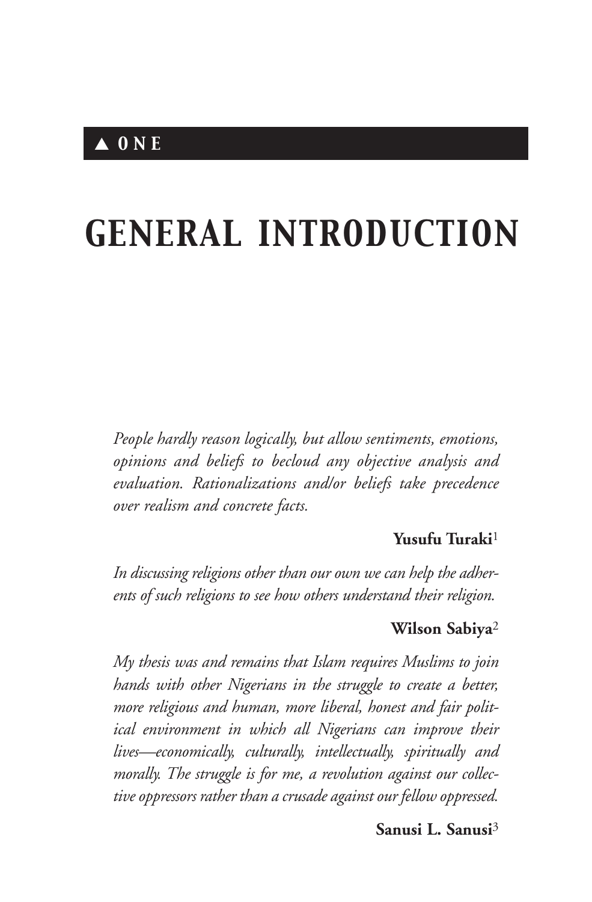▲ ONE

# GENERAL INTRODUCTION

*People hardly reason logically, but allow sentiments, emotions, opinions and beliefs to becloud any objective analysis and evaluation. Rationalizations and/or beliefs take precedence over realism and concrete facts.*

**Yusufu Turaki**[1]

*In discussing religions other than our own we can help the adherents of such religions to see how others understand their religion.*

**Wilson Sabiya**[2]

*My thesis was and remains that Islam requires Muslims to join hands with other Nigerians in the struggle to create a better, more religious and human, more liberal, honest and fair political environment in which all Nigerians can improve their lives—economically, culturally, intellectually, spiritually and morally. The struggle is for me, a revolution against our collective oppressors rather than a crusade against our fellow oppressed.*

**Sanusi L. Sanusi**[3]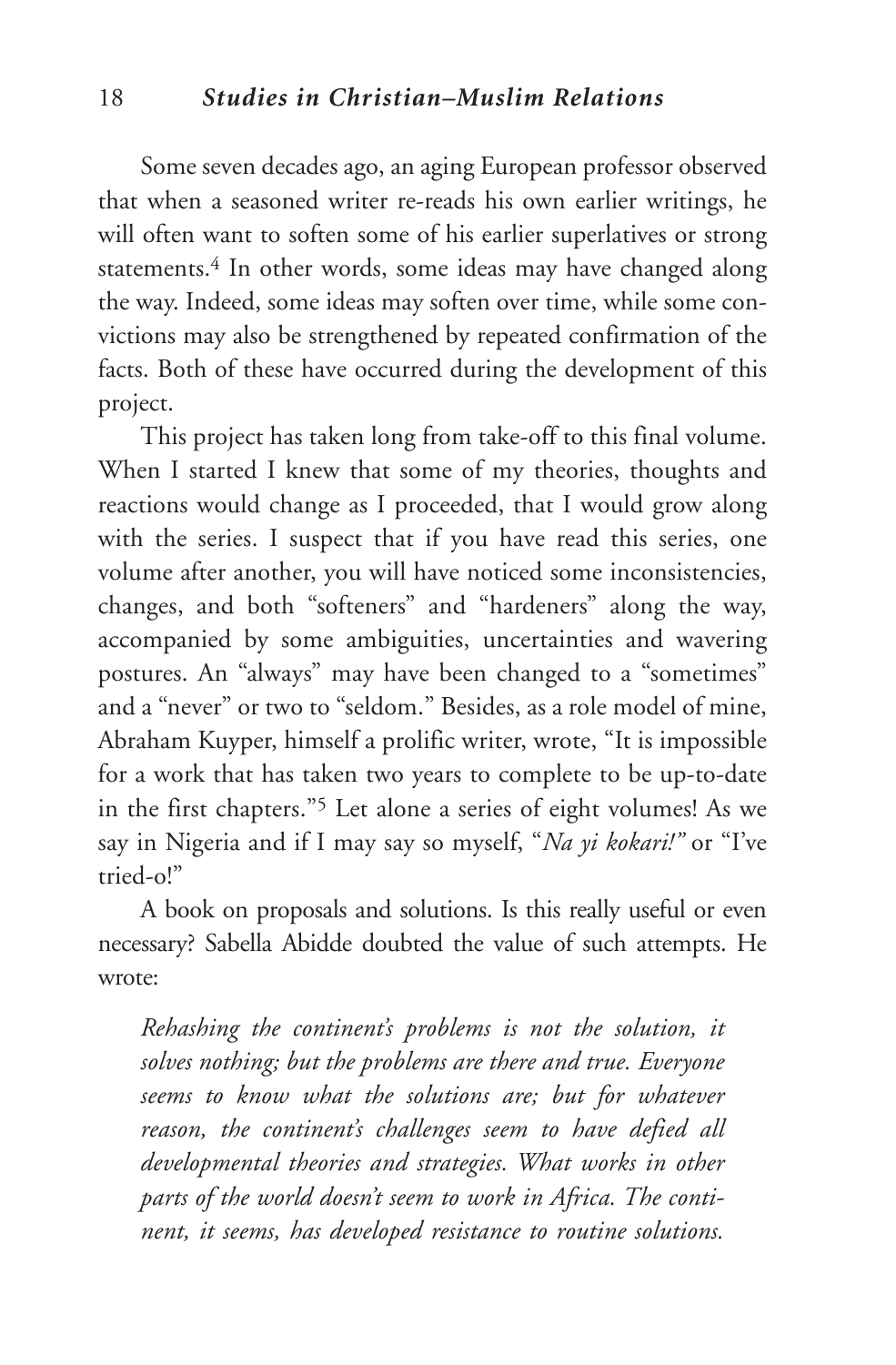Some seven decades ago, an aging European professor observed that when a seasoned writer re-reads his own earlier writings, he will often want to soften some of his earlier superlatives or strong statements.[4] In other words, some ideas may have changed along the way. Indeed, some ideas may soften over time, while some convictions may also be strengthened by repeated confirmation of the facts. Both of these have occurred during the development of this project.

This project has taken long from take-off to this final volume. When I started I knew that some of my theories, thoughts and reactions would change as I proceeded, that I would grow along with the series. I suspect that if you have read this series, one volume after another, you will have noticed some inconsistencies, changes, and both "softeners" and "hardeners" along the way, accompanied by some ambiguities, uncertainties and wavering postures. An "always" may have been changed to a "sometimes" and a "never" or two to "seldom." Besides, as a role model of mine, Abraham Kuyper, himself a prolific writer, wrote, "It is impossible for a work that has taken two years to complete to be up-to-date in the first chapters."[5] Let alone a series of eight volumes! As we say in Nigeria and if I may say so myself, "*Na yi kokari!*" or "I've tried-o!"

A book on proposals and solutions. Is this really useful or even necessary? Sabella Abidde doubted the value of such attempts. He wrote:

> *Rehashing the continent's problems is not the solution, it solves nothing; but the problems are there and true. Everyone seems to know what the solutions are; but for whatever reason, the continent's challenges seem to have defied all developmental theories and strategies. What works in other parts of the world doesn't seem to work in Africa. The continent, it seems, has developed resistance to routine solutions.*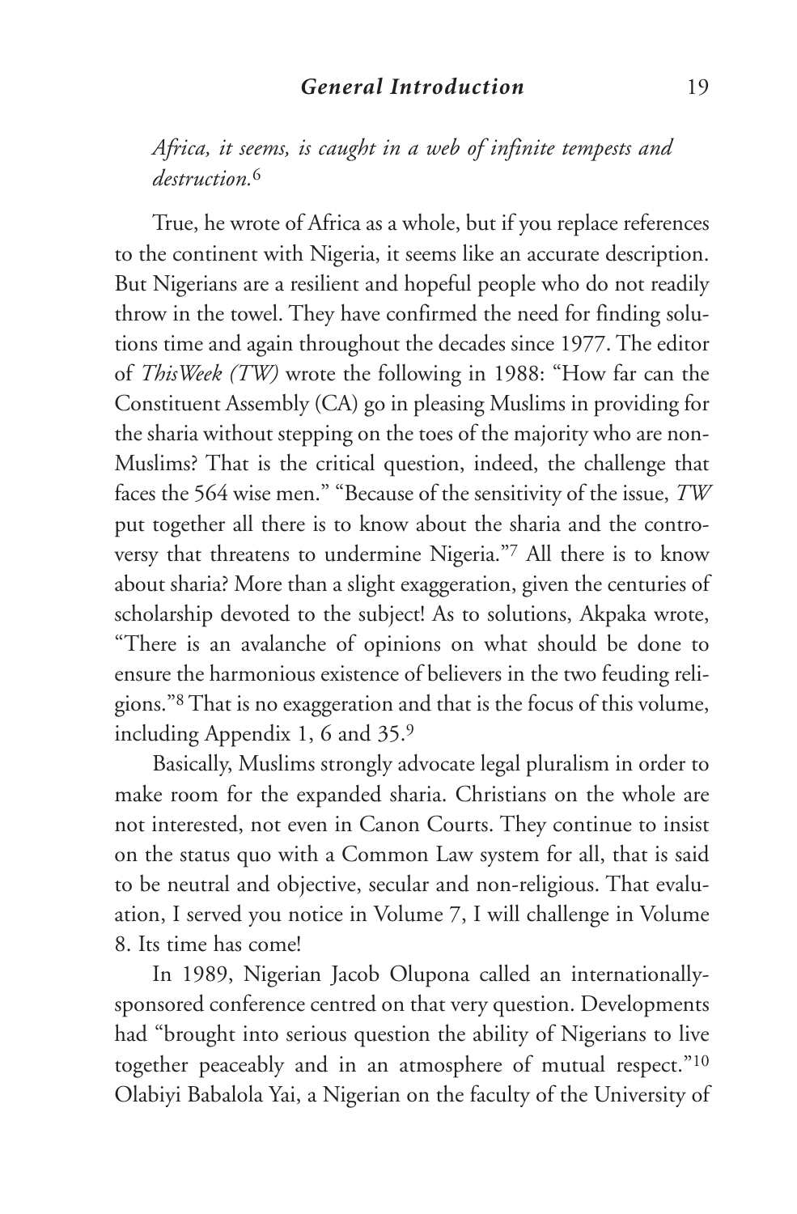*Africa, it seems, is caught in a web of infinite tempests and destruction.*[6]

True, he wrote of Africa as a whole, but if you replace references to the continent with Nigeria, it seems like an accurate description. But Nigerians are a resilient and hopeful people who do not readily throw in the towel. They have confirmed the need for finding solutions time and again throughout the decades since 1977. The editor of *ThisWeek (TW)* wrote the following in 1988: "How far can the Constituent Assembly (CA) go in pleasing Muslims in providing for the sharia without stepping on the toes of the majority who are non-Muslims? That is the critical question, indeed, the challenge that faces the 564 wise men." "Because of the sensitivity of the issue, *TW* put together all there is to know about the sharia and the controversy that threatens to undermine Nigeria."[7] All there is to know about sharia? More than a slight exaggeration, given the centuries of scholarship devoted to the subject! As to solutions, Akpaka wrote, "There is an avalanche of opinions on what should be done to ensure the harmonious existence of believers in the two feuding religions."[8] That is no exaggeration and that is the focus of this volume, including Appendix 1, 6 and 35.[9]

Basically, Muslims strongly advocate legal pluralism in order to make room for the expanded sharia. Christians on the whole are not interested, not even in Canon Courts. They continue to insist on the status quo with a Common Law system for all, that is said to be neutral and objective, secular and non-religious. That evaluation, I served you notice in Volume 7, I will challenge in Volume 8. Its time has come!

In 1989, Nigerian Jacob Olupona called an internationally-sponsored conference centred on that very question. Developments had "brought into serious question the ability of Nigerians to live together peaceably and in an atmosphere of mutual respect."[10] Olabiyi Babalola Yai, a Nigerian on the faculty of the University of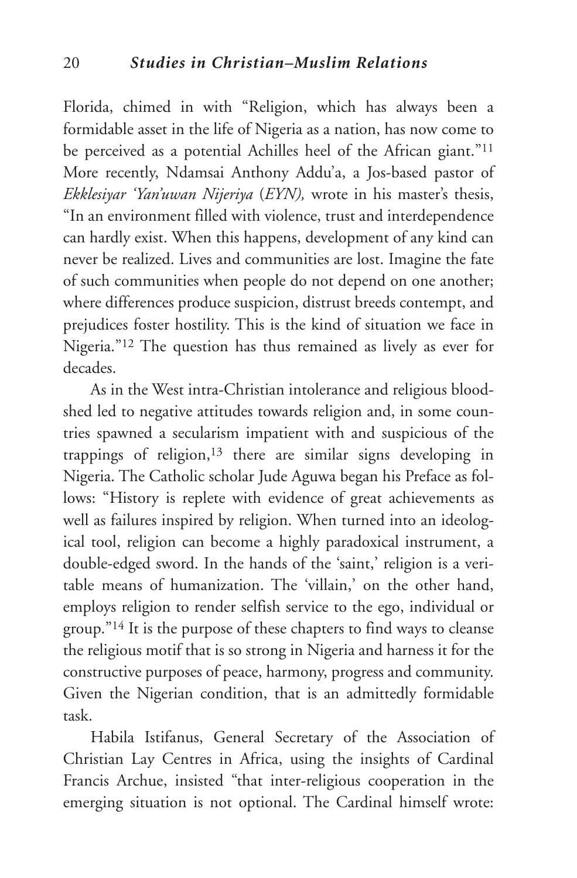Florida, chimed in with "Religion, which has always been a formidable asset in the life of Nigeria as a nation, has now come to be perceived as a potential Achilles heel of the African giant."[11] More recently, Ndamsai Anthony Addu'a, a Jos-based pastor of *Ekklesiyar 'Yan'uwan Nijeriya* (*EYN),* wrote in his master's thesis, "In an environment filled with violence, trust and interdependence can hardly exist. When this happens, development of any kind can never be realized. Lives and communities are lost. Imagine the fate of such communities when people do not depend on one another; where differences produce suspicion, distrust breeds contempt, and prejudices foster hostility. This is the kind of situation we face in Nigeria."[12] The question has thus remained as lively as ever for decades.

As in the West intra-Christian intolerance and religious bloodshed led to negative attitudes towards religion and, in some countries spawned a secularism impatient with and suspicious of the trappings of religion,[13] there are similar signs developing in Nigeria. The Catholic scholar Jude Aguwa began his Preface as follows: "History is replete with evidence of great achievements as well as failures inspired by religion. When turned into an ideological tool, religion can become a highly paradoxical instrument, a double-edged sword. In the hands of the 'saint,' religion is a veritable means of humanization. The 'villain,' on the other hand, employs religion to render selfish service to the ego, individual or group."[14] It is the purpose of these chapters to find ways to cleanse the religious motif that is so strong in Nigeria and harness it for the constructive purposes of peace, harmony, progress and community. Given the Nigerian condition, that is an admittedly formidable task.

Habila Istifanus, General Secretary of the Association of Christian Lay Centres in Africa, using the insights of Cardinal Francis Archue, insisted "that inter-religious cooperation in the emerging situation is not optional. The Cardinal himself wrote: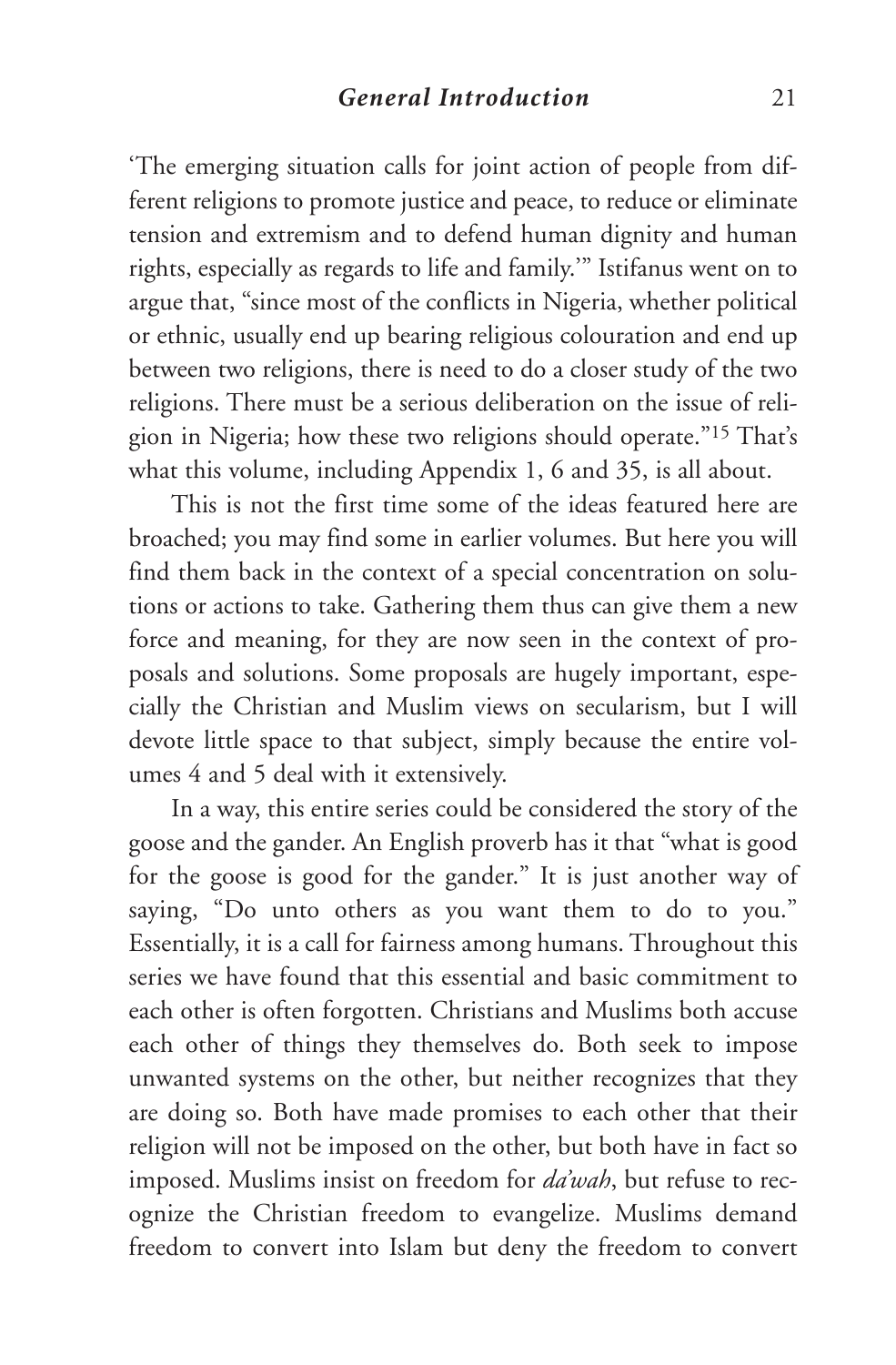'The emerging situation calls for joint action of people from different religions to promote justice and peace, to reduce or eliminate tension and extremism and to defend human dignity and human rights, especially as regards to life and family.'" Istifanus went on to argue that, "since most of the conflicts in Nigeria, whether political or ethnic, usually end up bearing religious colouration and end up between two religions, there is need to do a closer study of the two religions. There must be a serious deliberation on the issue of religion in Nigeria; how these two religions should operate."[15] That's what this volume, including Appendix 1, 6 and 35, is all about.

This is not the first time some of the ideas featured here are broached; you may find some in earlier volumes. But here you will find them back in the context of a special concentration on solutions or actions to take. Gathering them thus can give them a new force and meaning, for they are now seen in the context of proposals and solutions. Some proposals are hugely important, especially the Christian and Muslim views on secularism, but I will devote little space to that subject, simply because the entire volumes 4 and 5 deal with it extensively.

In a way, this entire series could be considered the story of the goose and the gander. An English proverb has it that "what is good for the goose is good for the gander." It is just another way of saying, "Do unto others as you want them to do to you." Essentially, it is a call for fairness among humans. Throughout this series we have found that this essential and basic commitment to each other is often forgotten. Christians and Muslims both accuse each other of things they themselves do. Both seek to impose unwanted systems on the other, but neither recognizes that they are doing so. Both have made promises to each other that their religion will not be imposed on the other, but both have in fact so imposed. Muslims insist on freedom for *da'wah*, but refuse to recognize the Christian freedom to evangelize. Muslims demand freedom to convert into Islam but deny the freedom to convert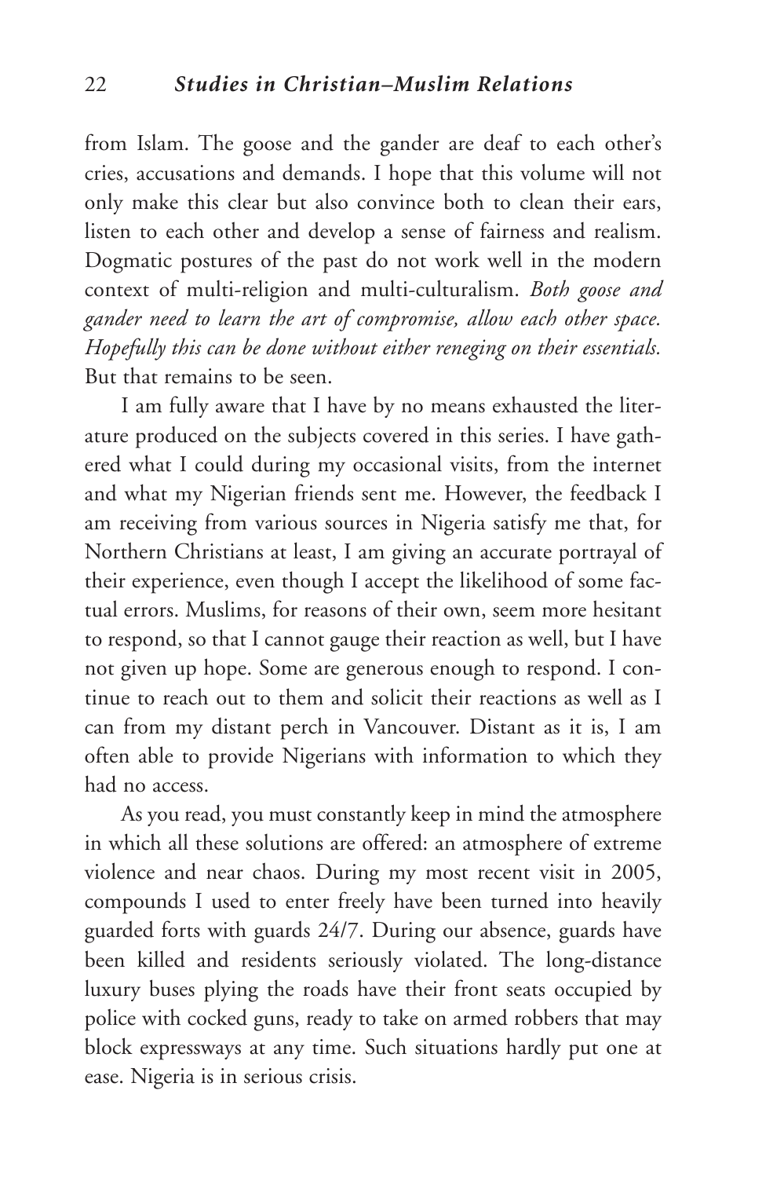from Islam. The goose and the gander are deaf to each other's cries, accusations and demands. I hope that this volume will not only make this clear but also convince both to clean their ears, listen to each other and develop a sense of fairness and realism. Dogmatic postures of the past do not work well in the modern context of multi-religion and multi-culturalism. *Both goose and gander need to learn the art of compromise, allow each other space. Hopefully this can be done without either reneging on their essentials.* But that remains to be seen.

I am fully aware that I have by no means exhausted the literature produced on the subjects covered in this series. I have gathered what I could during my occasional visits, from the internet and what my Nigerian friends sent me. However, the feedback I am receiving from various sources in Nigeria satisfy me that, for Northern Christians at least, I am giving an accurate portrayal of their experience, even though I accept the likelihood of some factual errors. Muslims, for reasons of their own, seem more hesitant to respond, so that I cannot gauge their reaction as well, but I have not given up hope. Some are generous enough to respond. I continue to reach out to them and solicit their reactions as well as I can from my distant perch in Vancouver. Distant as it is, I am often able to provide Nigerians with information to which they had no access.

As you read, you must constantly keep in mind the atmosphere in which all these solutions are offered: an atmosphere of extreme violence and near chaos. During my most recent visit in 2005, compounds I used to enter freely have been turned into heavily guarded forts with guards 24/7. During our absence, guards have been killed and residents seriously violated. The long-distance luxury buses plying the roads have their front seats occupied by police with cocked guns, ready to take on armed robbers that may block expressways at any time. Such situations hardly put one at ease. Nigeria is in serious crisis.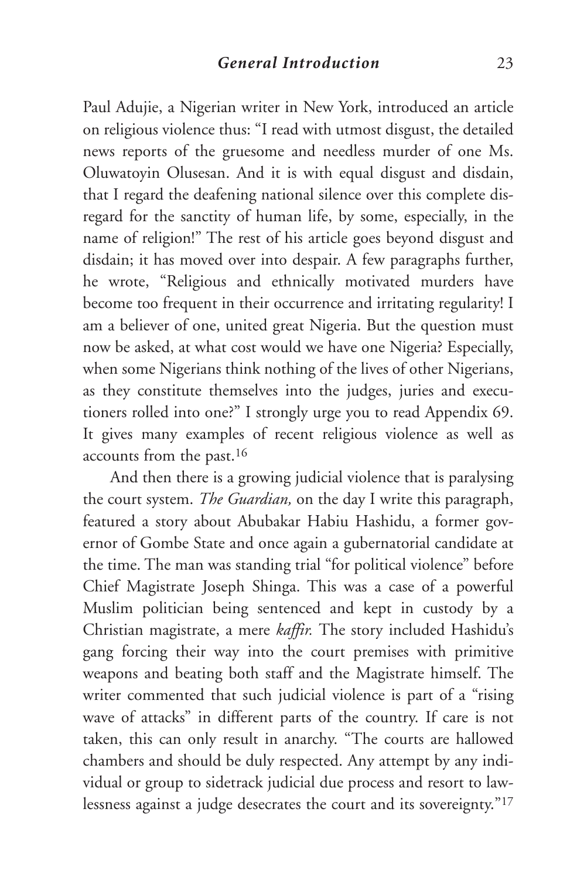Paul Adujie, a Nigerian writer in New York, introduced an article on religious violence thus: "I read with utmost disgust, the detailed news reports of the gruesome and needless murder of one Ms. Oluwatoyin Olusesan. And it is with equal disgust and disdain, that I regard the deafening national silence over this complete disregard for the sanctity of human life, by some, especially, in the name of religion!" The rest of his article goes beyond disgust and disdain; it has moved over into despair. A few paragraphs further, he wrote, "Religious and ethnically motivated murders have become too frequent in their occurrence and irritating regularity! I am a believer of one, united great Nigeria. But the question must now be asked, at what cost would we have one Nigeria? Especially, when some Nigerians think nothing of the lives of other Nigerians, as they constitute themselves into the judges, juries and executioners rolled into one?" I strongly urge you to read Appendix 69. It gives many examples of recent religious violence as well as accounts from the past.[16]

And then there is a growing judicial violence that is paralysing the court system. *The Guardian,* on the day I write this paragraph, featured a story about Abubakar Habiu Hashidu, a former governor of Gombe State and once again a gubernatorial candidate at the time. The man was standing trial "for political violence" before Chief Magistrate Joseph Shinga. This was a case of a powerful Muslim politician being sentenced and kept in custody by a Christian magistrate, a mere *kaffir.* The story included Hashidu's gang forcing their way into the court premises with primitive weapons and beating both staff and the Magistrate himself. The writer commented that such judicial violence is part of a "rising wave of attacks" in different parts of the country. If care is not taken, this can only result in anarchy. "The courts are hallowed chambers and should be duly respected. Any attempt by any individual or group to sidetrack judicial due process and resort to lawlessness against a judge desecrates the court and its sovereignty."[17]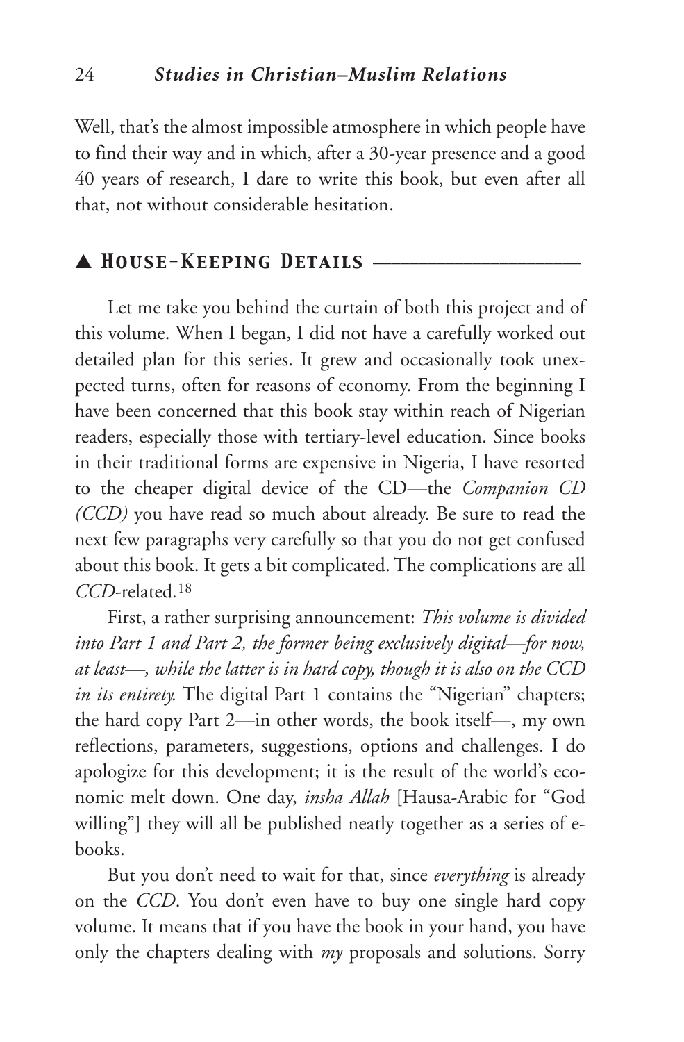Well, that's the almost impossible atmosphere in which people have to find their way and in which, after a 30-year presence and a good 40 years of research, I dare to write this book, but even after all that, not without considerable hesitation.

## ▲ *House-Keeping Details*

Let me take you behind the curtain of both this project and of this volume. When I began, I did not have a carefully worked out detailed plan for this series. It grew and occasionally took unexpected turns, often for reasons of economy. From the beginning I have been concerned that this book stay within reach of Nigerian readers, especially those with tertiary-level education. Since books in their traditional forms are expensive in Nigeria, I have resorted to the cheaper digital device of the CD—the *Companion CD (CCD)* you have read so much about already. Be sure to read the next few paragraphs very carefully so that you do not get confused about this book. It gets a bit complicated. The complications are all *CCD*-related.[18]

First, a rather surprising announcement: *This volume is divided into Part 1 and Part 2, the former being exclusively digital—for now, at least—, while the latter is in hard copy, though it is also on the CCD in its entirety.* The digital Part 1 contains the "Nigerian" chapters; the hard copy Part 2—in other words, the book itself—, my own reflections, parameters, suggestions, options and challenges. I do apologize for this development; it is the result of the world's economic melt down. One day, *insha Allah* [Hausa-Arabic for "God willing"] they will all be published neatly together as a series of e-books.

But you don't need to wait for that, since *everything* is already on the *CCD*. You don't even have to buy one single hard copy volume. It means that if you have the book in your hand, you have only the chapters dealing with *my* proposals and solutions. Sorry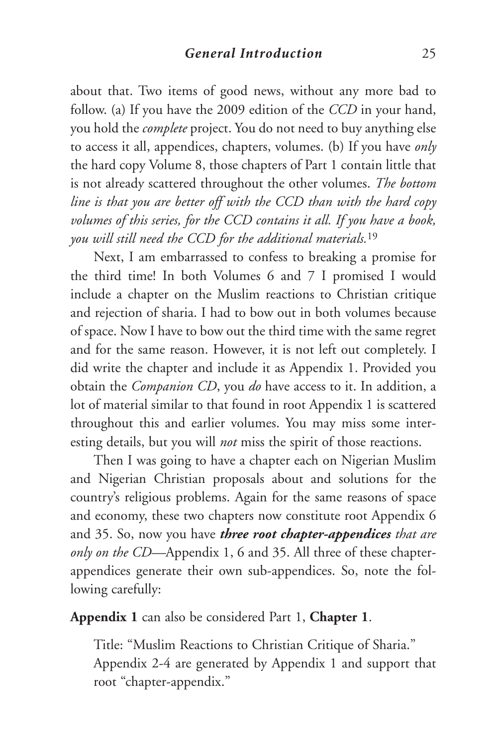about that. Two items of good news, without any more bad to follow. (a) If you have the 2009 edition of the *CCD* in your hand, you hold the *complete* project. You do not need to buy anything else to access it all, appendices, chapters, volumes. (b) If you have *only* the hard copy Volume 8, those chapters of Part 1 contain little that is not already scattered throughout the other volumes. *The bottom line is that you are better off with the CCD than with the hard copy volumes of this series, for the CCD contains it all. If you have a book, you will still need the CCD for the additional materials.*[19]

Next, I am embarrassed to confess to breaking a promise for the third time! In both Volumes 6 and 7 I promised I would include a chapter on the Muslim reactions to Christian critique and rejection of sharia. I had to bow out in both volumes because of space. Now I have to bow out the third time with the same regret and for the same reason. However, it is not left out completely. I did write the chapter and include it as Appendix 1. Provided you obtain the *Companion CD*, you *do* have access to it. In addition, a lot of material similar to that found in root Appendix 1 is scattered throughout this and earlier volumes. You may miss some interesting details, but you will *not* miss the spirit of those reactions.

Then I was going to have a chapter each on Nigerian Muslim and Nigerian Christian proposals about and solutions for the country's religious problems. Again for the same reasons of space and economy, these two chapters now constitute root Appendix 6 and 35. So, now you have ***three root chapter-appendices*** *that are only on the CD*—Appendix 1, 6 and 35. All three of these chapter-appendices generate their own sub-appendices. So, note the following carefully:

**Appendix 1** can also be considered Part 1, **Chapter 1**.

Title: "Muslim Reactions to Christian Critique of Sharia." Appendix 2-4 are generated by Appendix 1 and support that root "chapter-appendix."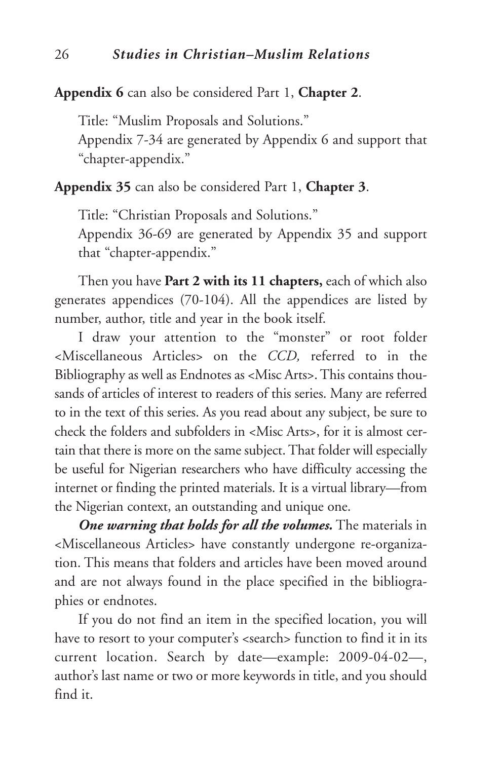**Appendix 6** can also be considered Part 1, **Chapter 2**.

Title: "Muslim Proposals and Solutions."
Appendix 7-34 are generated by Appendix 6 and support that "chapter-appendix."

**Appendix 35** can also be considered Part 1, **Chapter 3**.

Title: "Christian Proposals and Solutions."
Appendix 36-69 are generated by Appendix 35 and support that "chapter-appendix."

Then you have **Part 2 with its 11 chapters,** each of which also generates appendices (70-104). All the appendices are listed by number, author, title and year in the book itself.

I draw your attention to the "monster" or root folder <Miscellaneous Articles> on the *CCD,* referred to in the Bibliography as well as Endnotes as <Misc Arts>. This contains thousands of articles of interest to readers of this series. Many are referred to in the text of this series. As you read about any subject, be sure to check the folders and subfolders in <Misc Arts>, for it is almost certain that there is more on the same subject. That folder will especially be useful for Nigerian researchers who have difficulty accessing the internet or finding the printed materials. It is a virtual library—from the Nigerian context, an outstanding and unique one.

***One warning that holds for all the volumes.*** The materials in <Miscellaneous Articles> have constantly undergone re-organization. This means that folders and articles have been moved around and are not always found in the place specified in the bibliographies or endnotes.

If you do not find an item in the specified location, you will have to resort to your computer's <search> function to find it in its current location. Search by date—example: 2009-04-02—, author's last name or two or more keywords in title, and you should find it.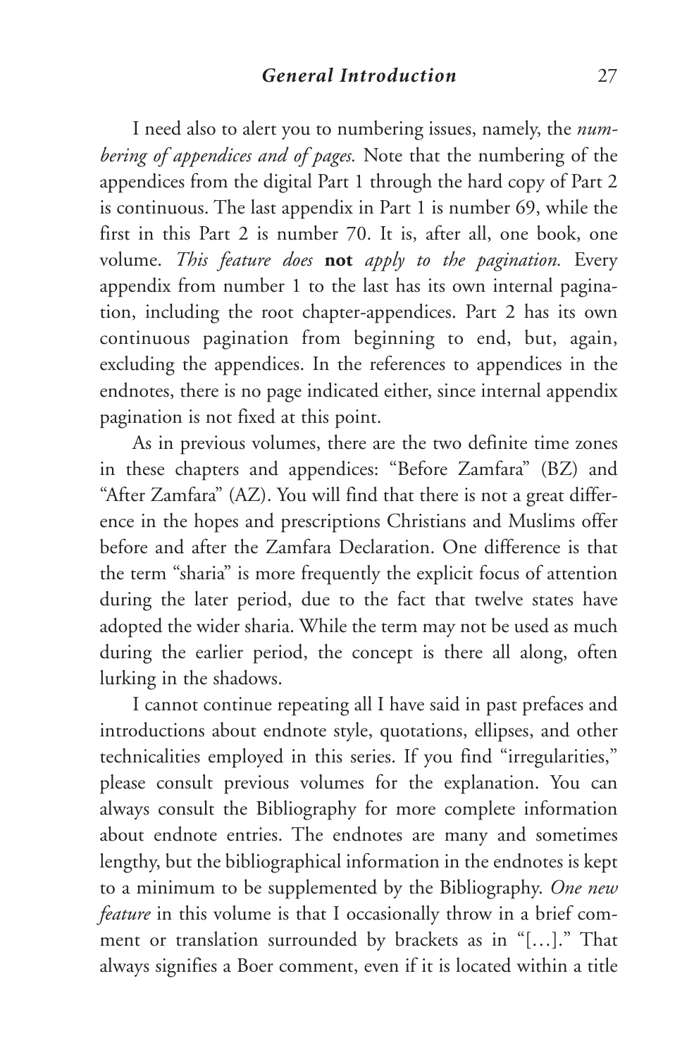I need also to alert you to numbering issues, namely, the *numbering of appendices and of pages.* Note that the numbering of the appendices from the digital Part 1 through the hard copy of Part 2 is continuous. The last appendix in Part 1 is number 69, while the first in this Part 2 is number 70. It is, after all, one book, one volume. *This feature does* **not** *apply to the pagination.* Every appendix from number 1 to the last has its own internal pagination, including the root chapter-appendices. Part 2 has its own continuous pagination from beginning to end, but, again, excluding the appendices. In the references to appendices in the endnotes, there is no page indicated either, since internal appendix pagination is not fixed at this point.

As in previous volumes, there are the two definite time zones in these chapters and appendices: "Before Zamfara" (BZ) and "After Zamfara" (AZ). You will find that there is not a great difference in the hopes and prescriptions Christians and Muslims offer before and after the Zamfara Declaration. One difference is that the term "sharia" is more frequently the explicit focus of attention during the later period, due to the fact that twelve states have adopted the wider sharia. While the term may not be used as much during the earlier period, the concept is there all along, often lurking in the shadows.

I cannot continue repeating all I have said in past prefaces and introductions about endnote style, quotations, ellipses, and other technicalities employed in this series. If you find "irregularities," please consult previous volumes for the explanation. You can always consult the Bibliography for more complete information about endnote entries. The endnotes are many and sometimes lengthy, but the bibliographical information in the endnotes is kept to a minimum to be supplemented by the Bibliography. *One new feature* in this volume is that I occasionally throw in a brief comment or translation surrounded by brackets as in "[…]." That always signifies a Boer comment, even if it is located within a title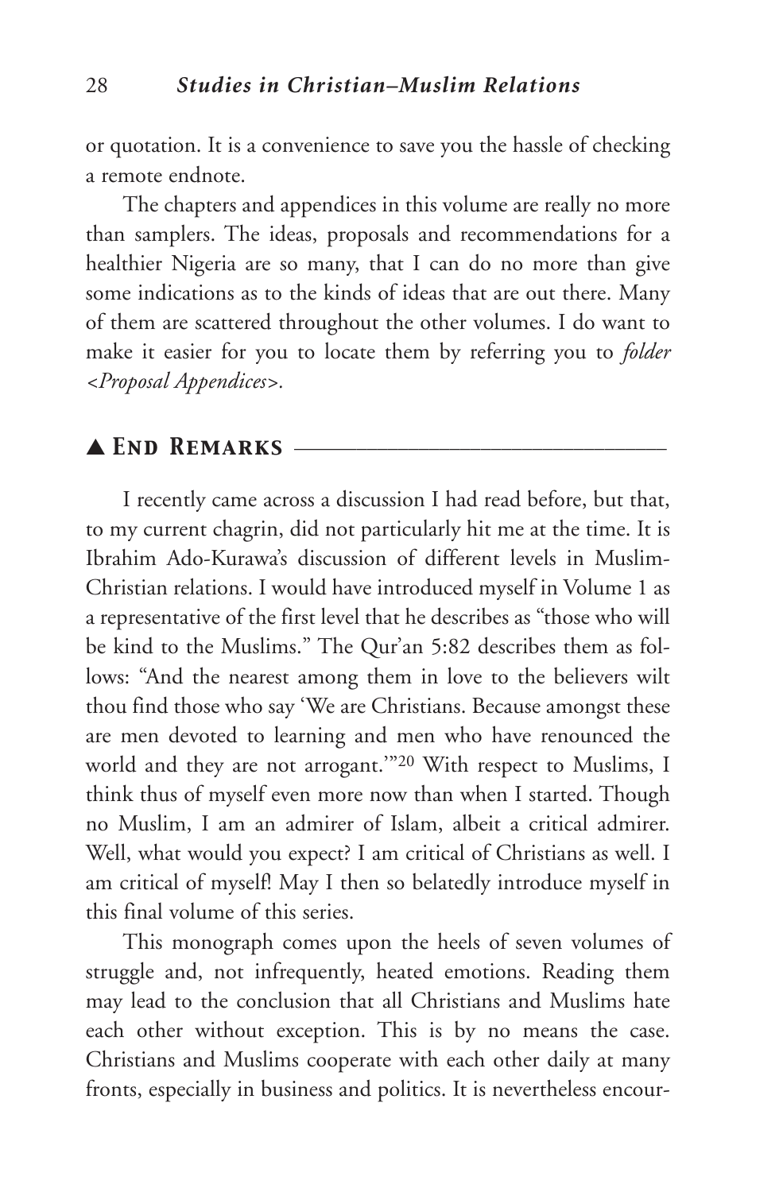or quotation. It is a convenience to save you the hassle of checking a remote endnote.

The chapters and appendices in this volume are really no more than samplers. The ideas, proposals and recommendations for a healthier Nigeria are so many, that I can do no more than give some indications as to the kinds of ideas that are out there. Many of them are scattered throughout the other volumes. I do want to make it easier for you to locate them by referring you to *folder <Proposal Appendices>*.

## ▲ End Remarks

I recently came across a discussion I had read before, but that, to my current chagrin, did not particularly hit me at the time. It is Ibrahim Ado-Kurawa's discussion of different levels in Muslim-Christian relations. I would have introduced myself in Volume 1 as a representative of the first level that he describes as "those who will be kind to the Muslims." The Qur'an 5:82 describes them as follows: "And the nearest among them in love to the believers wilt thou find those who say 'We are Christians. Because amongst these are men devoted to learning and men who have renounced the world and they are not arrogant.'"[20] With respect to Muslims, I think thus of myself even more now than when I started. Though no Muslim, I am an admirer of Islam, albeit a critical admirer. Well, what would you expect? I am critical of Christians as well. I am critical of myself! May I then so belatedly introduce myself in this final volume of this series.

This monograph comes upon the heels of seven volumes of struggle and, not infrequently, heated emotions. Reading them may lead to the conclusion that all Christians and Muslims hate each other without exception. This is by no means the case. Christians and Muslims cooperate with each other daily at many fronts, especially in business and politics. It is nevertheless encour-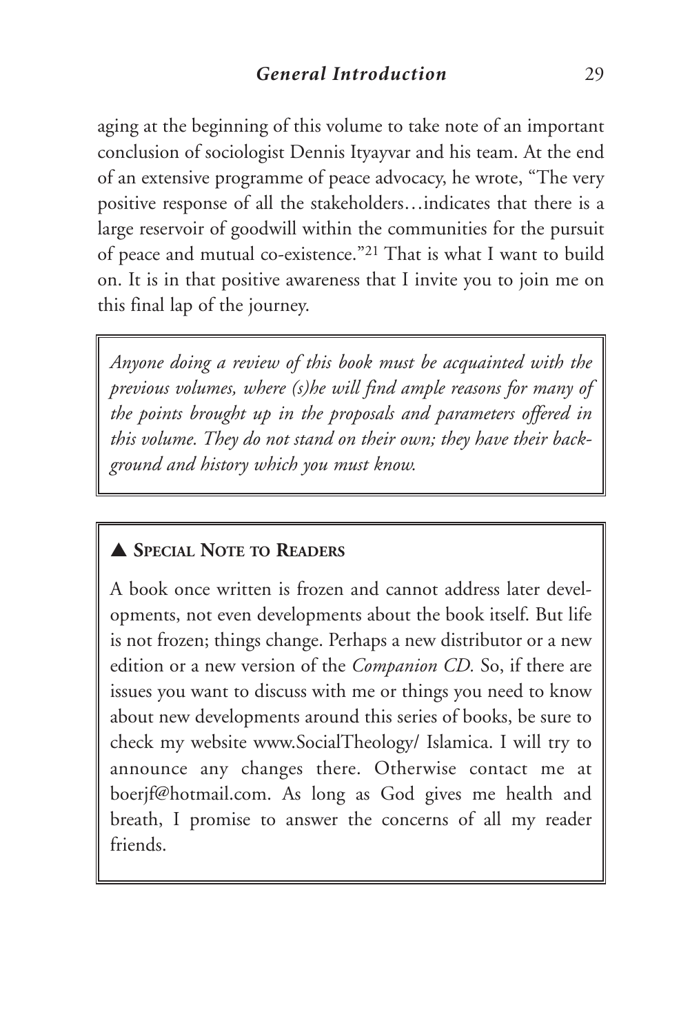aging at the beginning of this volume to take note of an important conclusion of sociologist Dennis Ityayvar and his team. At the end of an extensive programme of peace advocacy, he wrote, "The very positive response of all the stakeholders…indicates that there is a large reservoir of goodwill within the communities for the pursuit of peace and mutual co-existence."[21] That is what I want to build on. It is in that positive awareness that I invite you to join me on this final lap of the journey.

*Anyone doing a review of this book must be acquainted with the previous volumes, where (s)he will find ample reasons for many of the points brought up in the proposals and parameters offered in this volume. They do not stand on their own; they have their background and history which you must know.*

**▲ Special Note to Readers**

A book once written is frozen and cannot address later developments, not even developments about the book itself. But life is not frozen; things change. Perhaps a new distributor or a new edition or a new version of the *Companion CD.* So, if there are issues you want to discuss with me or things you need to know about new developments around this series of books, be sure to check my website www.SocialTheology/ Islamica. I will try to announce any changes there. Otherwise contact me at boerjf@hotmail.com. As long as God gives me health and breath, I promise to answer the concerns of all my reader friends.